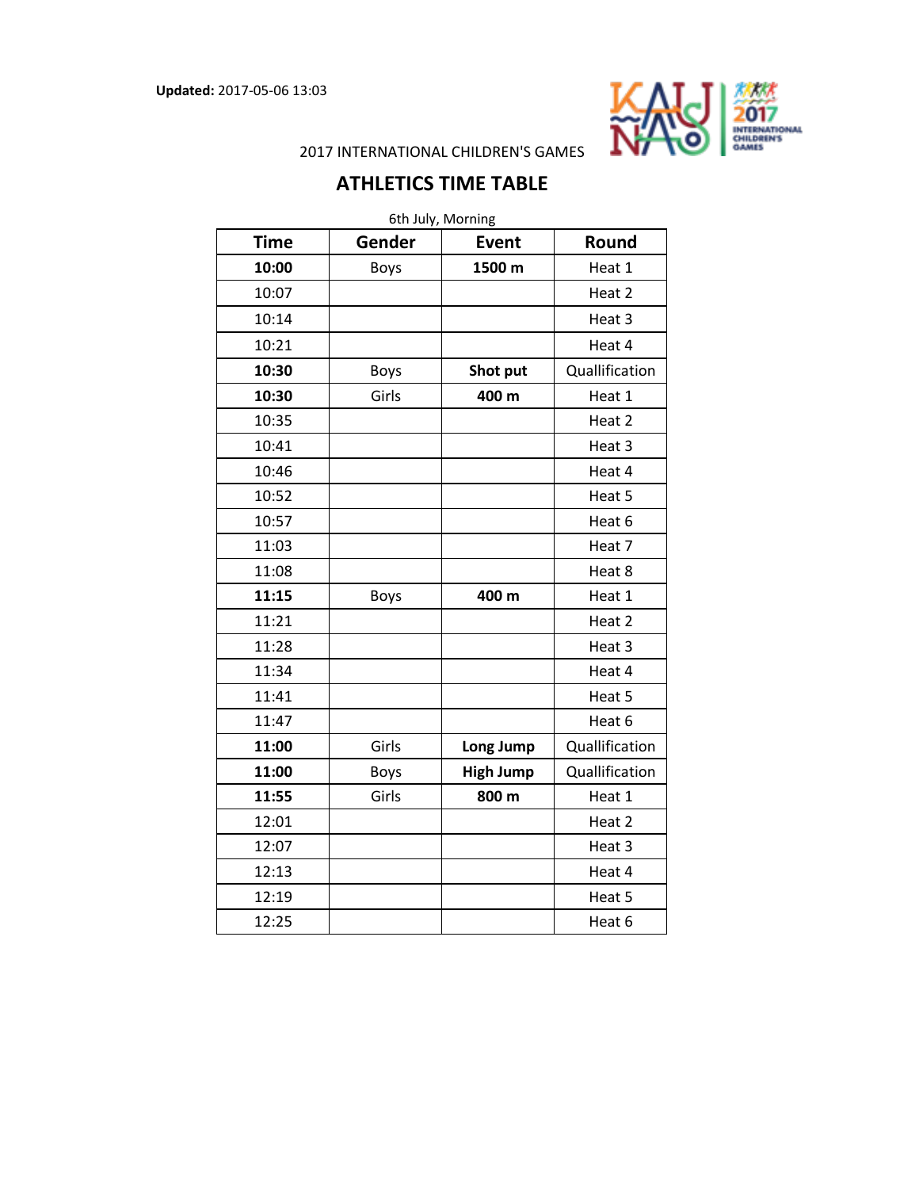**Updated:** 2017-05-06 13:03

2017 INTERNATIONAL CHILDREN'S GAMES

# ATHLETICS TIME TABLE

6th July, Morning

| Time | Gender | Event | Round |
|---|---|---|---|
| **10:00** | Boys | **1500 m** | Heat 1 |
| 10:07 | | | Heat 2 |
| 10:14 | | | Heat 3 |
| 10:21 | | | Heat 4 |
| **10:30** | Boys | **Shot put** | Quallification |
| **10:30** | Girls | **400 m** | Heat 1 |
| 10:35 | | | Heat 2 |
| 10:41 | | | Heat 3 |
| 10:46 | | | Heat 4 |
| 10:52 | | | Heat 5 |
| 10:57 | | | Heat 6 |
| 11:03 | | | Heat 7 |
| 11:08 | | | Heat 8 |
| **11:15** | Boys | **400 m** | Heat 1 |
| 11:21 | | | Heat 2 |
| 11:28 | | | Heat 3 |
| 11:34 | | | Heat 4 |
| 11:41 | | | Heat 5 |
| 11:47 | | | Heat 6 |
| **11:00** | Girls | **Long Jump** | Quallification |
| **11:00** | Boys | **High Jump** | Quallification |
| **11:55** | Girls | **800 m** | Heat 1 |
| 12:01 | | | Heat 2 |
| 12:07 | | | Heat 3 |
| 12:13 | | | Heat 4 |
| 12:19 | | | Heat 5 |
| 12:25 | | | Heat 6 |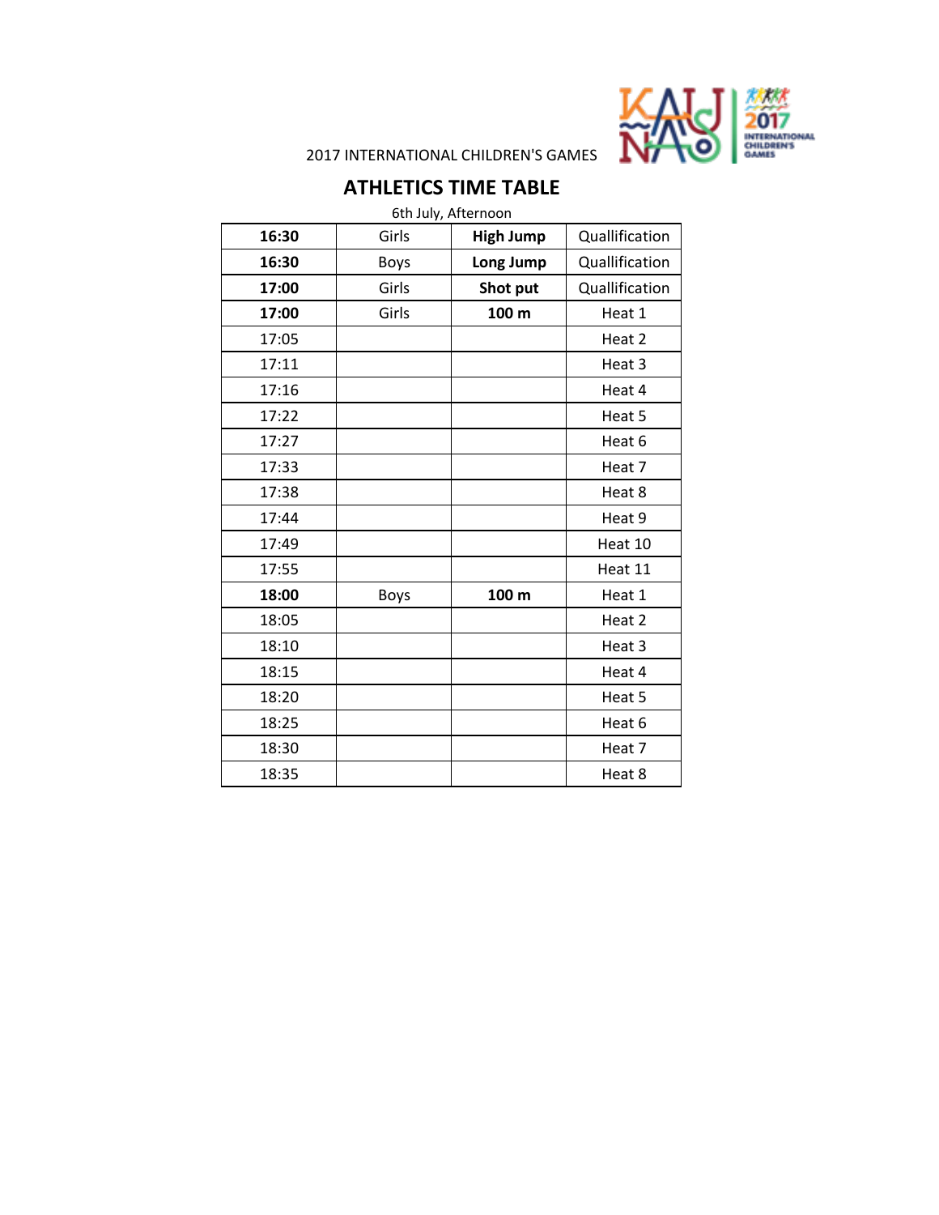2017 INTERNATIONAL CHILDREN'S GAMES

## ATHLETICS TIME TABLE

6th July, Afternoon

| | | | |
|---|---|---|---|
| **16:30** | Girls | **High Jump** | Quallification |
| **16:30** | Boys | **Long Jump** | Quallification |
| **17:00** | Girls | **Shot put** | Quallification |
| **17:00** | Girls | **100 m** | Heat 1 |
| 17:05 | | | Heat 2 |
| 17:11 | | | Heat 3 |
| 17:16 | | | Heat 4 |
| 17:22 | | | Heat 5 |
| 17:27 | | | Heat 6 |
| 17:33 | | | Heat 7 |
| 17:38 | | | Heat 8 |
| 17:44 | | | Heat 9 |
| 17:49 | | | Heat 10 |
| 17:55 | | | Heat 11 |
| **18:00** | Boys | **100 m** | Heat 1 |
| 18:05 | | | Heat 2 |
| 18:10 | | | Heat 3 |
| 18:15 | | | Heat 4 |
| 18:20 | | | Heat 5 |
| 18:25 | | | Heat 6 |
| 18:30 | | | Heat 7 |
| 18:35 | | | Heat 8 |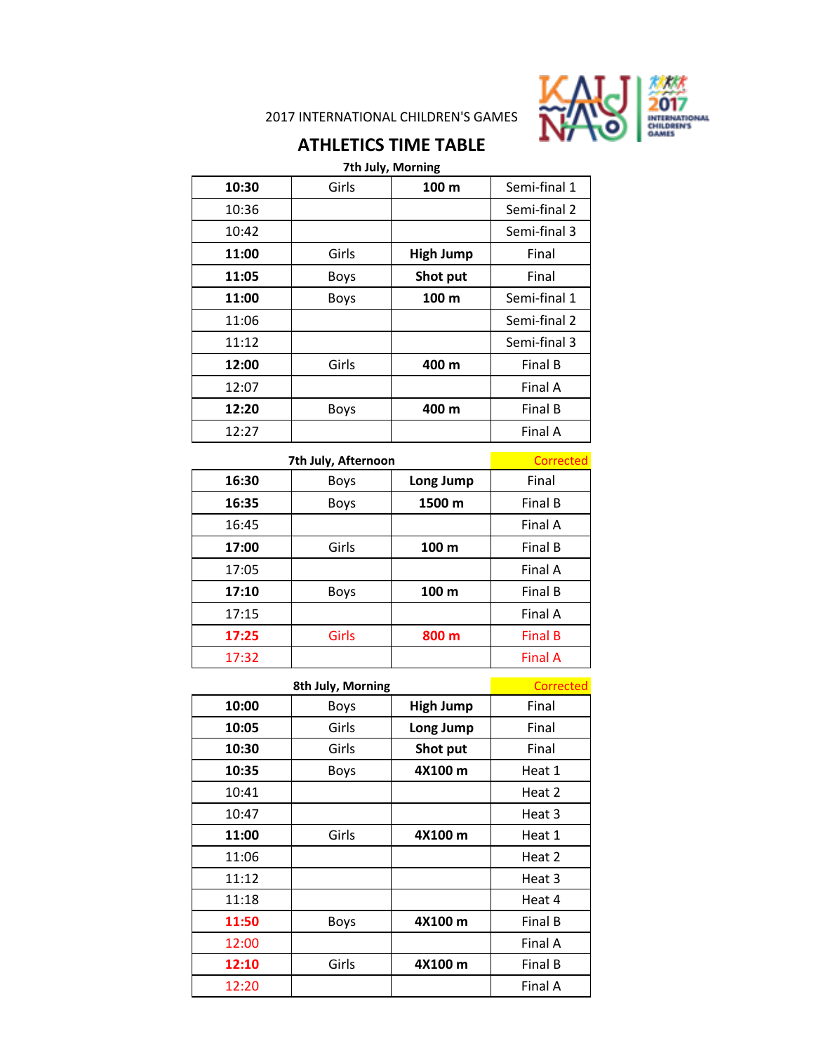2017 INTERNATIONAL CHILDREN'S GAMES

# ATHLETICS TIME TABLE

**7th July, Morning**

| | | | |
|---|---|---|---|
| **10:30** | Girls | **100 m** | Semi-final 1 |
| 10:36 | | | Semi-final 2 |
| 10:42 | | | Semi-final 3 |
| **11:00** | Girls | **High Jump** | Final |
| **11:05** | Boys | **Shot put** | Final |
| **11:00** | Boys | **100 m** | Semi-final 1 |
| 11:06 | | | Semi-final 2 |
| 11:12 | | | Semi-final 3 |
| **12:00** | Girls | **400 m** | Final B |
| 12:07 | | | Final A |
| **12:20** | Boys | **400 m** | Final B |
| 12:27 | | | Final A |

**7th July, Afternoon** — Corrected

| | | | |
|---|---|---|---|
| **16:30** | Boys | **Long Jump** | Final |
| **16:35** | Boys | **1500 m** | Final B |
| 16:45 | | | Final A |
| **17:00** | Girls | **100 m** | Final B |
| 17:05 | | | Final A |
| **17:10** | Boys | **100 m** | Final B |
| 17:15 | | | Final A |
| **17:25** | Girls | **800 m** | Final B |
| 17:32 | | | Final A |

**8th July, Morning** — Corrected

| | | | |
|---|---|---|---|
| **10:00** | Boys | **High Jump** | Final |
| **10:05** | Girls | **Long Jump** | Final |
| **10:30** | Girls | **Shot put** | Final |
| **10:35** | Boys | **4X100 m** | Heat 1 |
| 10:41 | | | Heat 2 |
| 10:47 | | | Heat 3 |
| **11:00** | Girls | **4X100 m** | Heat 1 |
| 11:06 | | | Heat 2 |
| 11:12 | | | Heat 3 |
| 11:18 | | | Heat 4 |
| **11:50** | Boys | **4X100 m** | Final B |
| 12:00 | | | Final A |
| **12:10** | Girls | **4X100 m** | Final B |
| 12:20 | | | Final A |